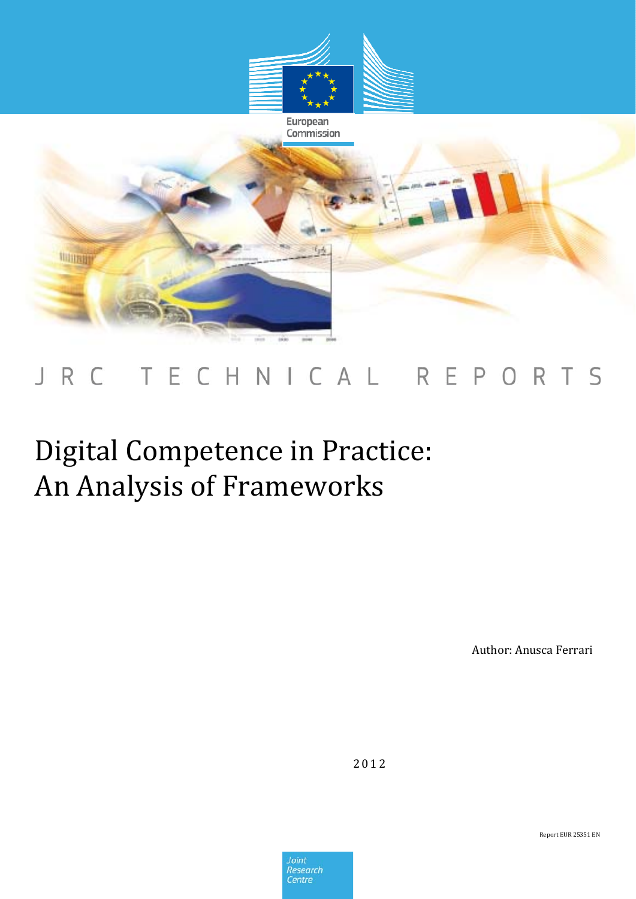European Commission

JRC TECHNICAL REPORTS

# Digital Competence in Practice: An Analysis of Frameworks

Author: Anusca Ferrari

2012

Report EUR 25351 EN

Joint Research Centre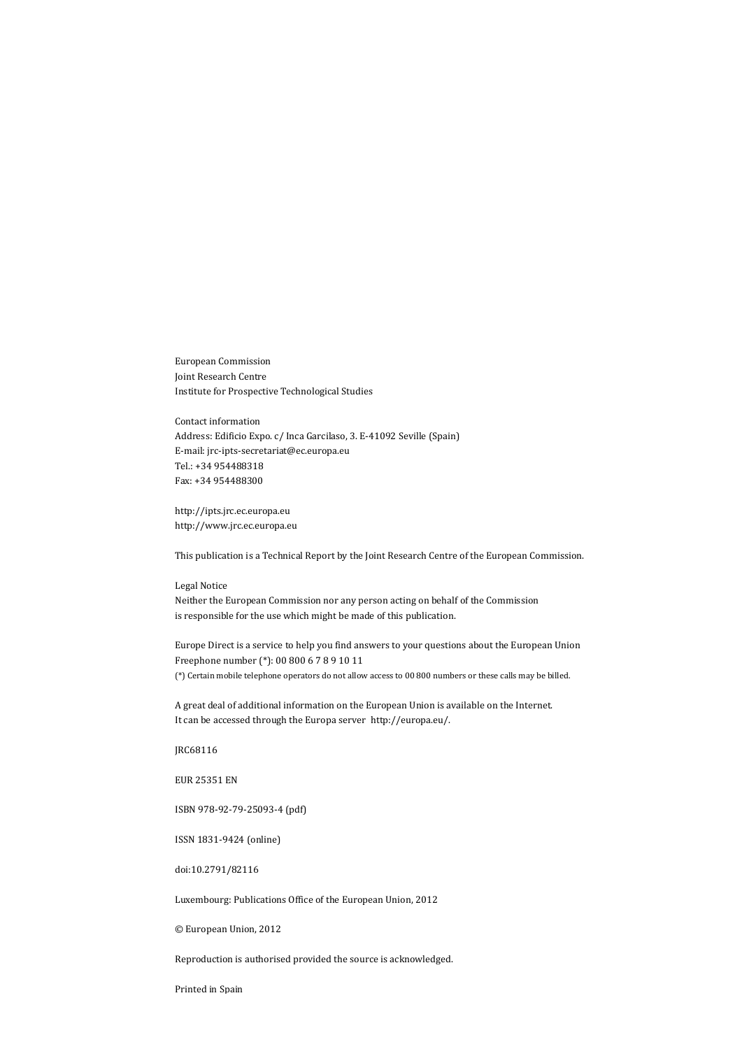European Commission
Joint Research Centre
Institute for Prospective Technological Studies

Contact information
Address: Edificio Expo. c/ Inca Garcilaso, 3. E-41092 Seville (Spain)
E-mail: jrc-ipts-secretariat@ec.europa.eu
Tel.: +34 954488318
Fax: +34 954488300

http://ipts.jrc.ec.europa.eu
http://www.jrc.ec.europa.eu

This publication is a Technical Report by the Joint Research Centre of the European Commission.

Legal Notice
Neither the European Commission nor any person acting on behalf of the Commission
is responsible for the use which might be made of this publication.

Europe Direct is a service to help you find answers to your questions about the European Union
Freephone number (*): 00 800 6 7 8 9 10 11
(*) Certain mobile telephone operators do not allow access to 00 800 numbers or these calls may be billed.

A great deal of additional information on the European Union is available on the Internet.
It can be accessed through the Europa server http://europa.eu/.

JRC68116

EUR 25351 EN

ISBN 978-92-79-25093-4 (pdf)

ISSN 1831-9424 (online)

doi:10.2791/82116

Luxembourg: Publications Office of the European Union, 2012

© European Union, 2012

Reproduction is authorised provided the source is acknowledged.

Printed in Spain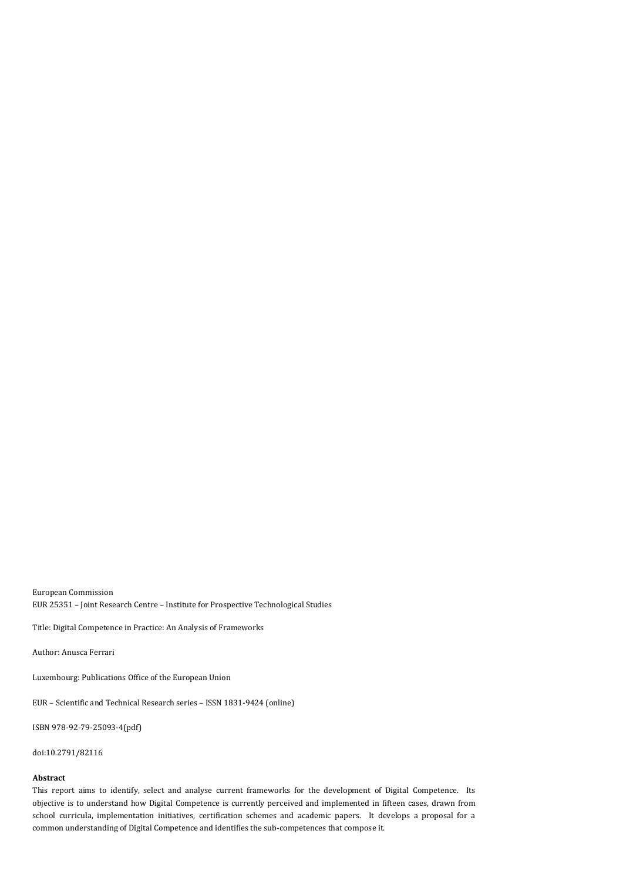European Commission
EUR 25351 – Joint Research Centre – Institute for Prospective Technological Studies

Title: Digital Competence in Practice: An Analysis of Frameworks

Author: Anusca Ferrari

Luxembourg: Publications Office of the European Union

EUR – Scientific and Technical Research series – ISSN 1831-9424 (online)

ISBN 978-92-79-25093-4(pdf)

doi:10.2791/82116

**Abstract**

This report aims to identify, select and analyse current frameworks for the development of Digital Competence. Its objective is to understand how Digital Competence is currently perceived and implemented in fifteen cases, drawn from school curricula, implementation initiatives, certification schemes and academic papers. It develops a proposal for a common understanding of Digital Competence and identifies the sub-competences that compose it.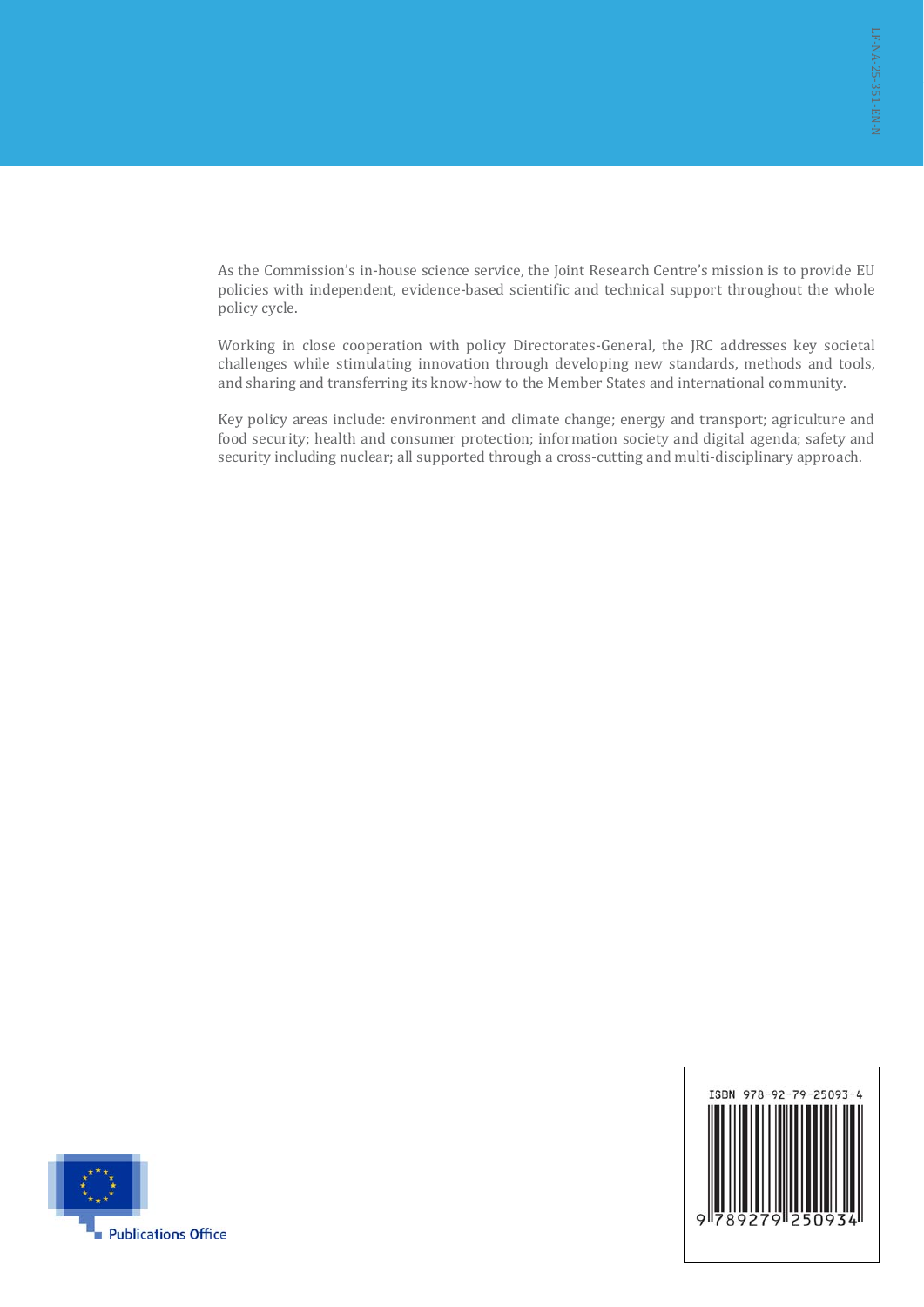LF-NA-25-351-EN-N

As the Commission's in-house science service, the Joint Research Centre's mission is to provide EU policies with independent, evidence-based scientific and technical support throughout the whole policy cycle.

Working in close cooperation with policy Directorates-General, the JRC addresses key societal challenges while stimulating innovation through developing new standards, methods and tools, and sharing and transferring its know-how to the Member States and international community.

Key policy areas include: environment and climate change; energy and transport; agriculture and food security; health and consumer protection; information society and digital agenda; safety and security including nuclear; all supported through a cross-cutting and multi-disciplinary approach.

Publications Office

ISBN 978-92-79-25093-4

9 789279 250934